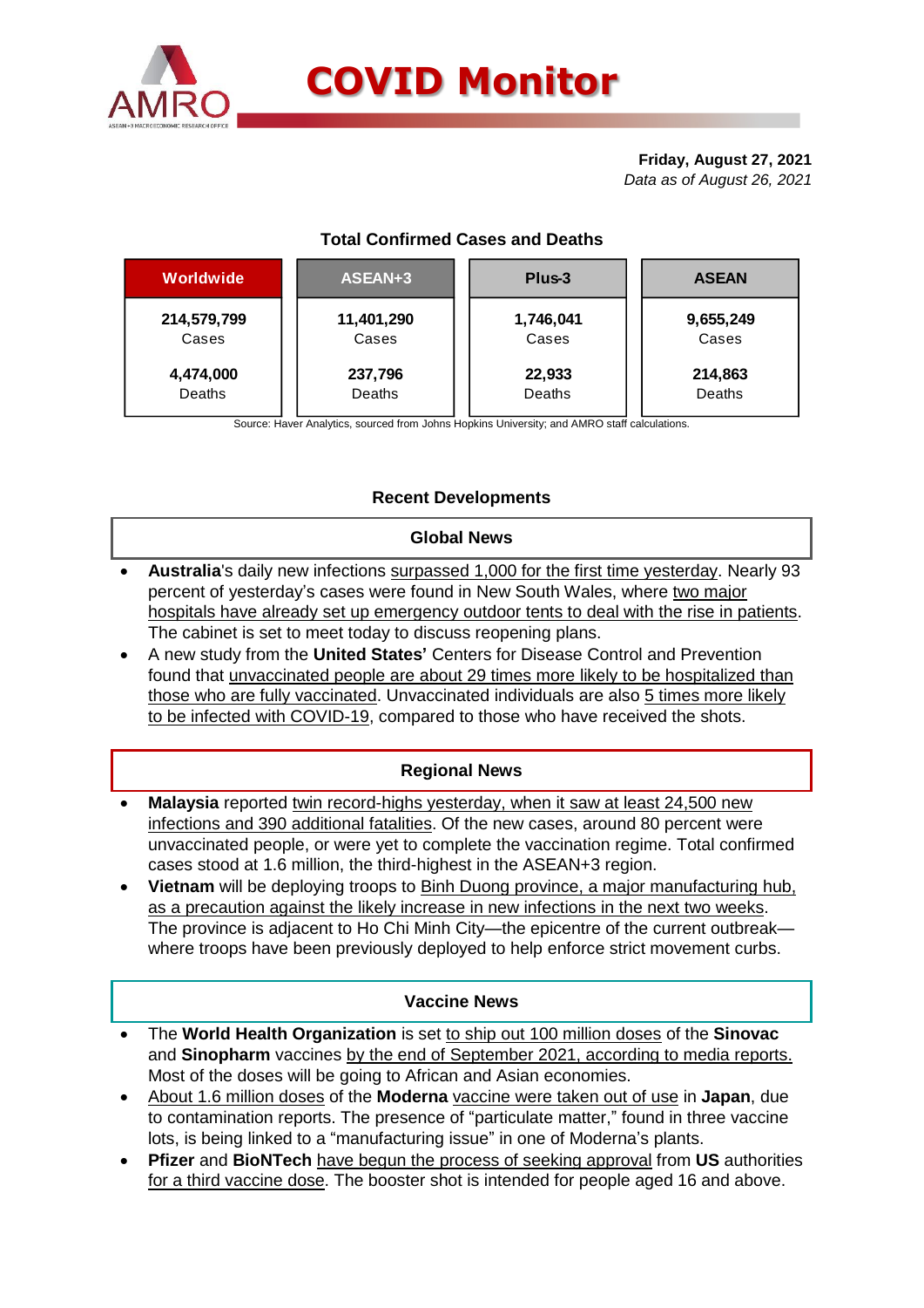# COVID Monitor

**Friday, August 27, 2021**
*Data as of August 26, 2021*

## Total Confirmed Cases and Deaths

| Worldwide | ASEAN+3 | Plus-3 | ASEAN |
|---|---|---|---|
| **214,579,799** Cases | **11,401,290** Cases | **1,746,041** Cases | **9,655,249** Cases |
| **4,474,000** Deaths | **237,796** Deaths | **22,933** Deaths | **214,863** Deaths |

Source: Haver Analytics, sourced from Johns Hopkins University; and AMRO staff calculations.

## Recent Developments

### Global News

- **Australia**'s daily new infections surpassed 1,000 for the first time yesterday. Nearly 93 percent of yesterday's cases were found in New South Wales, where two major hospitals have already set up emergency outdoor tents to deal with the rise in patients. The cabinet is set to meet today to discuss reopening plans.
- A new study from the **United States'** Centers for Disease Control and Prevention found that unvaccinated people are about 29 times more likely to be hospitalized than those who are fully vaccinated. Unvaccinated individuals are also 5 times more likely to be infected with COVID-19, compared to those who have received the shots.

### Regional News

- **Malaysia** reported twin record-highs yesterday, when it saw at least 24,500 new infections and 390 additional fatalities. Of the new cases, around 80 percent were unvaccinated people, or were yet to complete the vaccination regime. Total confirmed cases stood at 1.6 million, the third-highest in the ASEAN+3 region.
- **Vietnam** will be deploying troops to Binh Duong province, a major manufacturing hub, as a precaution against the likely increase in new infections in the next two weeks. The province is adjacent to Ho Chi Minh City—the epicentre of the current outbreak—where troops have been previously deployed to help enforce strict movement curbs.

### Vaccine News

- The **World Health Organization** is set to ship out 100 million doses of the **Sinovac** and **Sinopharm** vaccines by the end of September 2021, according to media reports. Most of the doses will be going to African and Asian economies.
- About 1.6 million doses of the **Moderna** vaccine were taken out of use in **Japan**, due to contamination reports. The presence of "particulate matter," found in three vaccine lots, is being linked to a "manufacturing issue" in one of Moderna's plants.
- **Pfizer** and **BioNTech** have begun the process of seeking approval from **US** authorities for a third vaccine dose. The booster shot is intended for people aged 16 and above.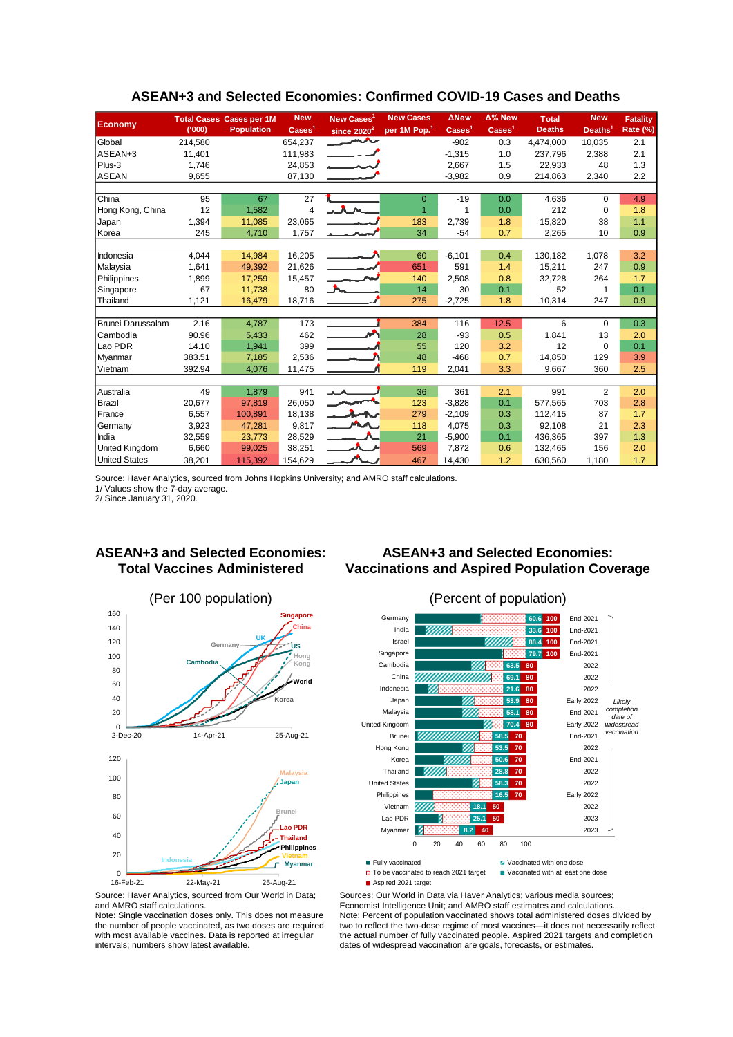## ASEAN+3 and Selected Economies: Confirmed COVID-19 Cases and Deaths

| Economy | Total Cases ('000) | Cases per 1M Population | New Cases[1] | New Cases[1] since 2020[2] | New Cases per 1M Pop.[1] | ΔNew Cases[1] | Δ% New Cases[1] | Total Deaths | New Deaths[1] | Fatality Rate (%) |
|---|---|---|---|---|---|---|---|---|---|---|
| Global | 214,580 | | 654,237 | | | -902 | 0.3 | 4,474,000 | 10,035 | 2.1 |
| ASEAN+3 | 11,401 | | 111,983 | | | -1,315 | 1.0 | 237,796 | 2,388 | 2.1 |
| Plus-3 | 1,746 | | 24,853 | | | 2,667 | 1.5 | 22,933 | 48 | 1.3 |
| ASEAN | 9,655 | | 87,130 | | | -3,982 | 0.9 | 214,863 | 2,340 | 2.2 |
| | | | | | | | | | | |
| China | 95 | 67 | 27 | | 0 | -19 | 0.0 | 4,636 | 0 | 4.9 |
| Hong Kong, China | 12 | 1,582 | 4 | | 1 | 1 | 0.0 | 212 | 0 | 1.8 |
| Japan | 1,394 | 11,085 | 23,065 | | 183 | 2,739 | 1.8 | 15,820 | 38 | 1.1 |
| Korea | 245 | 4,710 | 1,757 | | 34 | -54 | 0.7 | 2,265 | 10 | 0.9 |
| | | | | | | | | | | |
| Indonesia | 4,044 | 14,984 | 16,205 | | 60 | -6,101 | 0.4 | 130,182 | 1,078 | 3.2 |
| Malaysia | 1,641 | 49,392 | 21,626 | | 651 | 591 | 1.4 | 15,211 | 247 | 0.9 |
| Philippines | 1,899 | 17,259 | 15,457 | | 140 | 2,508 | 0.8 | 32,728 | 264 | 1.7 |
| Singapore | 67 | 11,738 | 80 | | 14 | 30 | 0.1 | 52 | 1 | 0.1 |
| Thailand | 1,121 | 16,479 | 18,716 | | 275 | -2,725 | 1.8 | 10,314 | 247 | 0.9 |
| | | | | | | | | | | |
| Brunei Darussalam | 2.16 | 4,787 | 173 | | 384 | 116 | 12.5 | 6 | 0 | 0.3 |
| Cambodia | 90.96 | 5,433 | 462 | | 28 | -93 | 0.5 | 1,841 | 13 | 2.0 |
| Lao PDR | 14.10 | 1,941 | 399 | | 55 | 120 | 3.2 | 12 | 0 | 0.1 |
| Myanmar | 383.51 | 7,185 | 2,536 | | 48 | -468 | 0.7 | 14,850 | 129 | 3.9 |
| Vietnam | 392.94 | 4,076 | 11,475 | | 119 | 2,041 | 3.3 | 9,667 | 360 | 2.5 |
| | | | | | | | | | | |
| Australia | 49 | 1,879 | 941 | | 36 | 361 | 2.1 | 991 | 2 | 2.0 |
| Brazil | 20,677 | 97,819 | 26,050 | | 123 | -3,828 | 0.1 | 577,565 | 703 | 2.8 |
| France | 6,557 | 100,891 | 18,138 | | 279 | -2,109 | 0.3 | 112,415 | 87 | 1.7 |
| Germany | 3,923 | 47,281 | 9,817 | | 118 | 4,075 | 0.3 | 92,108 | 21 | 2.3 |
| India | 32,559 | 23,773 | 28,529 | | 21 | -5,900 | 0.1 | 436,365 | 397 | 1.3 |
| United Kingdom | 6,660 | 99,025 | 38,251 | | 569 | 7,872 | 0.6 | 132,465 | 156 | 2.0 |
| United States | 38,201 | 115,392 | 154,629 | | 467 | 14,430 | 1.2 | 630,560 | 1,180 | 1.7 |

Source: Haver Analytics, sourced from Johns Hopkins University; and AMRO staff calculations.
1/ Values show the 7-day average.
2/ Since January 31, 2020.

## ASEAN+3 and Selected Economies: Total Vaccines Administered

(Per 100 population)

Source: Haver Analytics, sourced from Our World in Data; and AMRO staff calculations.
Note: Single vaccination doses only. This does not measure the number of people vaccinated, as two doses are required with most available vaccines. Data is reported at irregular intervals; numbers show latest available.

## ASEAN+3 and Selected Economies: Vaccinations and Aspired Population Coverage

(Percent of population)

| Economy | Vaccinated (%) | Aspired 2021 target (%) | Likely completion date of widespread vaccination |
|---|---|---|---|
| Germany | 60.6 | 100 | End-2021 |
| India | 33.6 | 100 | End-2021 |
| Israel | 88.4 | 100 | End-2021 |
| Singapore | 79.7 | 100 | End-2021 |
| Cambodia | 63.5 | 80 | 2022 |
| China | 69.1 | 80 | 2022 |
| Indonesia | 21.6 | 80 | 2022 |
| Japan | 53.9 | 80 | Early 2022 |
| Malaysia | 58.1 | 80 | End-2021 |
| United Kingdom | 70.4 | 80 | Early 2022 |
| Brunei | 58.5 | 70 | End-2021 |
| Hong Kong | 53.5 | 70 | 2022 |
| Korea | 50.6 | 70 | End-2021 |
| Thailand | 28.8 | 70 | 2022 |
| United States | 58.3 | 70 | 2022 |
| Philippines | 16.5 | 70 | Early 2022 |
| Vietnam | 18.1 | 50 | 2022 |
| Lao PDR | 25.1 | 50 | 2023 |
| Myanmar | 8.2 | 40 | 2023 |

Legend: Fully vaccinated; Vaccinated with one dose; To be vaccinated to reach 2021 target; Vaccinated with at least one dose; Aspired 2021 target

Sources: Our World in Data via Haver Analytics; various media sources; Economist Intelligence Unit; and AMRO staff estimates and calculations.
Note: Percent of population vaccinated shows total administered doses divided by two to reflect the two-dose regime of most vaccines—it does not necessarily reflect the actual number of fully vaccinated people. Aspired 2021 targets and completion dates of widespread vaccination are goals, forecasts, or estimates.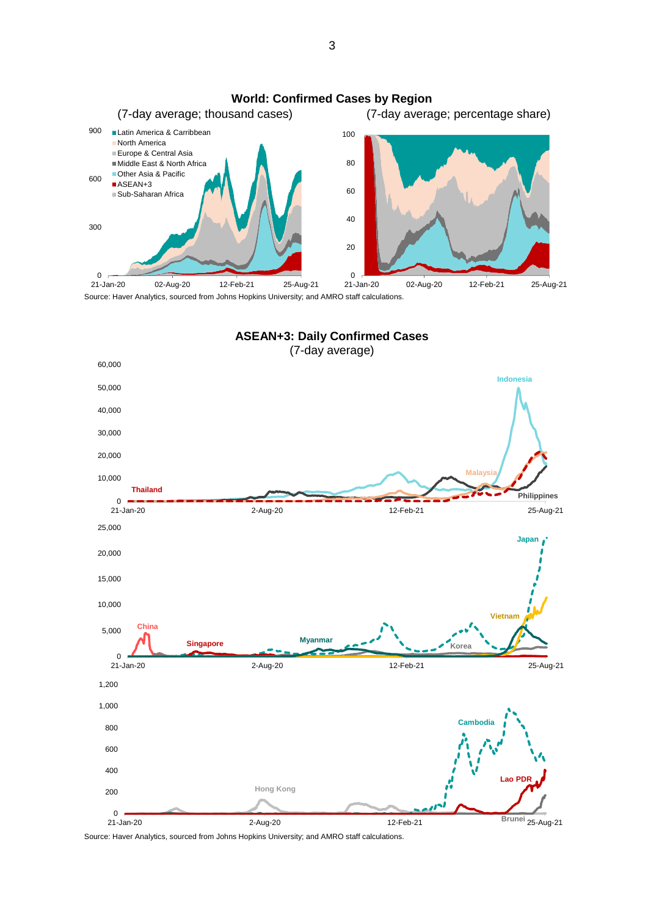**World: Confirmed Cases by Region**

(7-day average; thousand cases) (7-day average; percentage share)

Source: Haver Analytics, sourced from Johns Hopkins University; and AMRO staff calculations.

**ASEAN+3: Daily Confirmed Cases**

(7-day average)

Source: Haver Analytics, sourced from Johns Hopkins University; and AMRO staff calculations.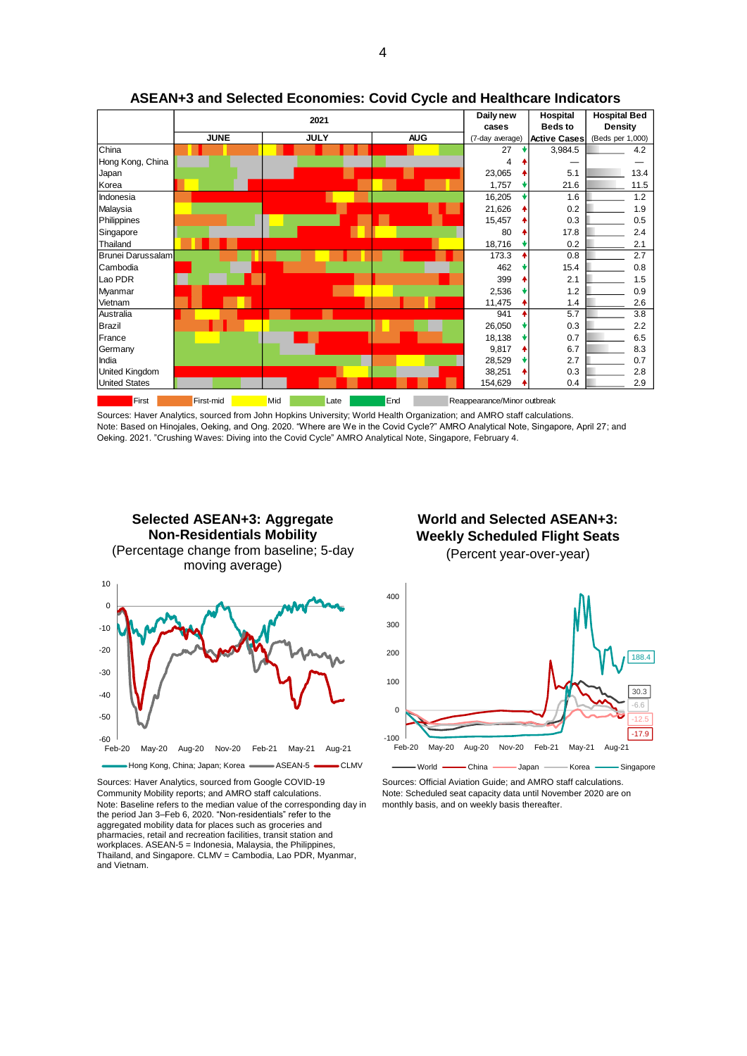## ASEAN+3 and Selected Economies: Covid Cycle and Healthcare Indicators

| | 2021 | | | Daily new cases (7-day average) | | Hospital Beds to Active Cases | Hospital Bed Density (Beds per 1,000) |
|---|---|---|---|---|---|---|---|
| | JUNE | JULY | AUG | | | | |
| China | | | | 27 | ↓ | 3,984.5 | 4.2 |
| Hong Kong, China | | | | 4 | ↑ | — | — |
| Japan | | | | 23,065 | ↑ | 5.1 | 13.4 |
| Korea | | | | 1,757 | ↓ | 21.6 | 11.5 |
| Indonesia | | | | 16,205 | ↓ | 1.6 | 1.2 |
| Malaysia | | | | 21,626 | ↑ | 0.2 | 1.9 |
| Philippines | | | | 15,457 | ↑ | 0.3 | 0.5 |
| Singapore | | | | 80 | ↑ | 17.8 | 2.4 |
| Thailand | | | | 18,716 | ↓ | 0.2 | 2.1 |
| Brunei Darussalam | | | | 173.3 | ↓ | 0.8 | 2.7 |
| Cambodia | | | | 462 | ↓ | 15.4 | 0.8 |
| Lao PDR | | | | 399 | ↑ | 2.1 | 1.5 |
| Myanmar | | | | 2,536 | ↓ | 1.2 | 0.9 |
| Vietnam | | | | 11,475 | ↑ | 1.4 | 2.6 |
| Australia | | | | 941 | ↑ | 5.7 | 3.8 |
| Brazil | | | | 26,050 | ↓ | 0.3 | 2.2 |
| France | | | | 18,138 | ↓ | 0.7 | 6.5 |
| Germany | | | | 9,817 | ↑ | 6.7 | 8.3 |
| India | | | | 28,529 | ↓ | 2.7 | 0.7 |
| United Kingdom | | | | 38,251 | ↑ | 0.3 | 2.8 |
| United States | | | | 154,629 | ↑ | 0.4 | 2.9 |

First | First-mid | Mid | Late | End | Reappearance/Minor outbreak

Sources: Haver Analytics, sourced from John Hopkins University; World Health Organization; and AMRO staff calculations.
Note: Based on Hinojales, Oeking, and Ong. 2020. "Where are We in the Covid Cycle?" AMRO Analytical Note, Singapore, April 27; and Oeking. 2021. "Crushing Waves: Diving into the Covid Cycle" AMRO Analytical Note, Singapore, February 4.

### Selected ASEAN+3: Aggregate Non-Residentials Mobility
(Percentage change from baseline; 5-day moving average)

10
0
-10
-20
-30
-40
-50
-60
Feb-20 May-20 Aug-20 Nov-20 Feb-21 May-21 Aug-21

Hong Kong, China; Japan; Korea — ASEAN-5 — CLMV

Sources: Haver Analytics, sourced from Google COVID-19 Community Mobility reports; and AMRO staff calculations.
Note: Baseline refers to the median value of the corresponding day in the period Jan 3–Feb 6, 2020. "Non-residentials" refer to the aggregated mobility data for places such as groceries and pharmacies, retail and recreation facilities, transit station and workplaces. ASEAN-5 = Indonesia, Malaysia, the Philippines, Thailand, and Singapore. CLMV = Cambodia, Lao PDR, Myanmar, and Vietnam.

### World and Selected ASEAN+3: Weekly Scheduled Flight Seats
(Percent year-over-year)

400
300
200
100
0
-100
Feb-20 May-20 Aug-20 Nov-20 Feb-21 May-21 Aug-21

188.4
30.3
-6.6
-12.5
-17.9

World — China — Japan — Korea — Singapore

Sources: Official Aviation Guide; and AMRO staff calculations.
Note: Scheduled seat capacity data until November 2020 are on monthly basis, and on weekly basis thereafter.